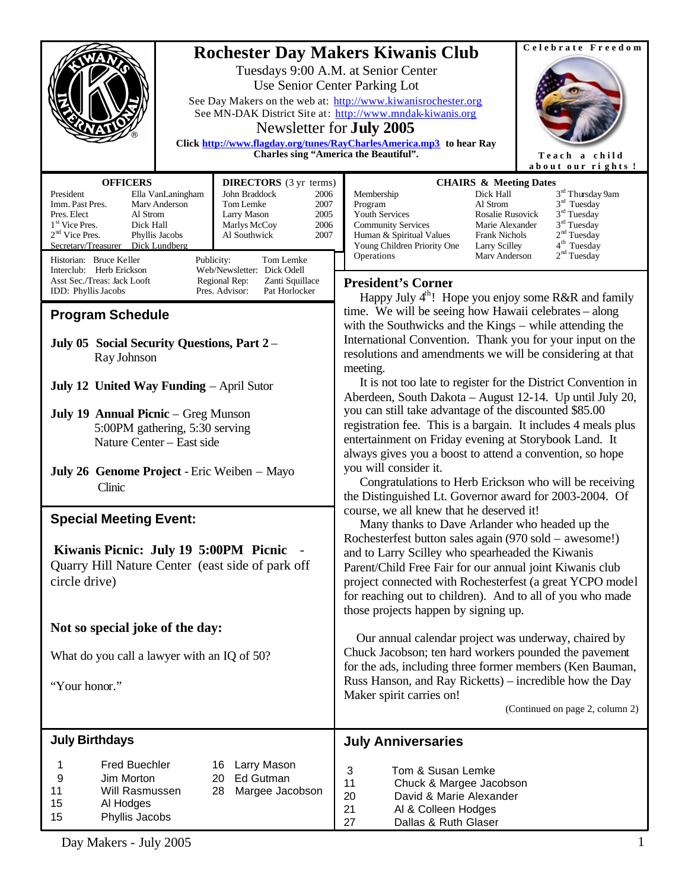# Rochester Day Makers Kiwanis Club

Tuesdays 9:00 A.M. at Senior Center
Use Senior Center Parking Lot

See Day Makers on the web at: http://www.kiwanisrochester.org
See MN-DAK District Site at: http://www.mndak-kiwanis.org

Newsletter for **July 2005**

**Click http://www.flagday.org/tunes/RayCharlesAmerica.mp3 to hear Ray Charles sing "America the Beautiful".**

Celebrate Freedom

Teach a child about our rights!

| OFFICERS | |
|---|---|
| President | Ella VanLaningham |
| Imm. Past Pres. | Marv Anderson |
| Pres. Elect | Al Strom |
| 1st Vice Pres. | Dick Hall |
| 2nd Vice Pres. | Phyllis Jacobs |
| Secretary/Treasurer | Dick Lundberg |

| DIRECTORS (3 yr terms) | |
|---|---|
| John Braddock | 2006 |
| Tom Lemke | 2007 |
| Larry Mason | 2005 |
| Marlys McCoy | 2006 |
| Al Southwick | 2007 |

| | | | |
|---|---|---|---|
| Historian: | Bruce Keller | Publicity: | Tom Lemke |
| Interclub: | Herb Erickson | Web/Newsletter: | Dick Odell |
| Asst Sec./Treas: | Jack Looft | Regional Rep: | Zanti Squillace |
| IDD: | Phyllis Jacobs | Pres. Advisor: | Pat Horlocker |

| CHAIRS & Meeting Dates | | |
|---|---|---|
| Membership | Dick Hall | 3rd Thursday 9am |
| Program | Al Strom | 3rd Tuesday |
| Youth Services | Rosalie Rusovick | 3rd Tuesday |
| Community Services | Marie Alexander | 3rd Tuesday |
| Human & Spiritual Values | Frank Nichols | 2nd Tuesday |
| Young Children Priority One | Larry Scilley | 4th Tuesday |
| Operations | Marv Anderson | 2nd Tuesday |

## Program Schedule

**July 05 Social Security Questions, Part 2** – Ray Johnson

**July 12 United Way Funding** – April Sutor

**July 19 Annual Picnic** – Greg Munson
5:00PM gathering, 5:30 serving
Nature Center – East side

**July 26 Genome Project** - Eric Weiben – Mayo Clinic

## Special Meeting Event:

**Kiwanis Picnic: July 19 5:00PM Picnic** - Quarry Hill Nature Center (east side of park off circle drive)

**Not so special joke of the day:**

What do you call a lawyer with an IQ of 50?

"Your honor."

## President's Corner

Happy July 4th! Hope you enjoy some R&R and family time. We will be seeing how Hawaii celebrates – along with the Southwicks and the Kings – while attending the International Convention. Thank you for your input on the resolutions and amendments we will be considering at that meeting.

It is not too late to register for the District Convention in Aberdeen, South Dakota – August 12-14. Up until July 20, you can still take advantage of the discounted $85.00 registration fee. This is a bargain. It includes 4 meals plus entertainment on Friday evening at Storybook Land. It always gives you a boost to attend a convention, so hope you will consider it.

Congratulations to Herb Erickson who will be receiving the Distinguished Lt. Governor award for 2003-2004. Of course, we all knew that he deserved it!

Many thanks to Dave Arlander who headed up the Rochesterfest button sales again (970 sold – awesome!) and to Larry Scilley who spearheaded the Kiwanis Parent/Child Free Fair for our annual joint Kiwanis club project connected with Rochesterfest (a great YCPO model for reaching out to children). And to all of you who made those projects happen by signing up.

Our annual calendar project was underway, chaired by Chuck Jacobson; ten hard workers pounded the pavement for the ads, including three former members (Ken Bauman, Russ Hanson, and Ray Ricketts) – incredible how the Day Maker spirit carries on!

(Continued on page 2, column 2)

## July Birthdays

| | |
|---|---|
| 1 | Fred Buechler |
| 9 | Jim Morton |
| 11 | Will Rasmussen |
| 15 | Al Hodges |
| 15 | Phyllis Jacobs |
| 16 | Larry Mason |
| 20 | Ed Gutman |
| 28 | Margee Jacobson |

## July Anniversaries

| | |
|---|---|
| 3 | Tom & Susan Lemke |
| 11 | Chuck & Margee Jacobson |
| 20 | David & Marie Alexander |
| 21 | Al & Colleen Hodges |
| 27 | Dallas & Ruth Glaser |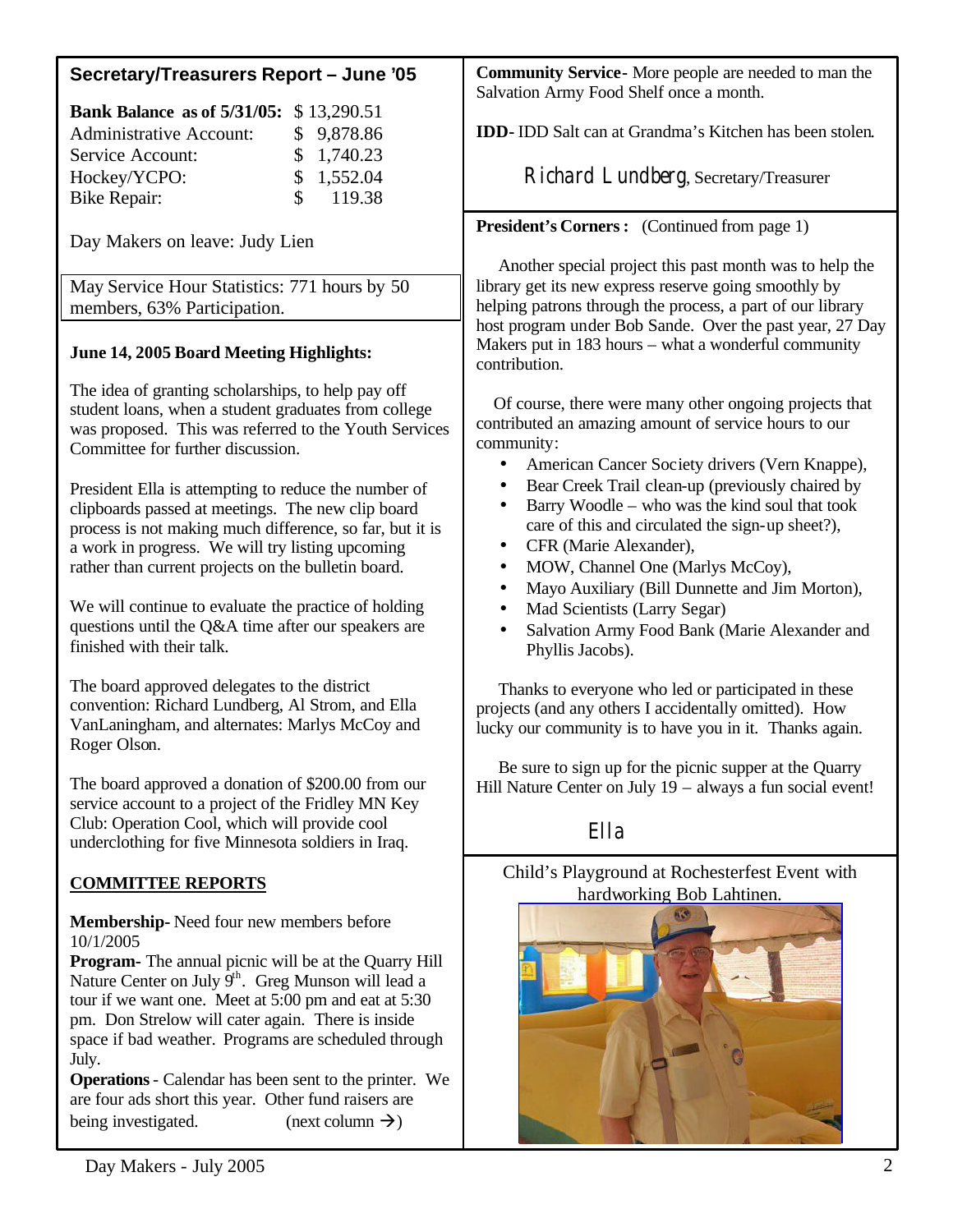## Secretary/Treasurers Report – June '05

| | |
|---|---|
| **Bank Balance as of 5/31/05:** | $ 13,290.51 |
| Administrative Account: | $ 9,878.86 |
| Service Account: | $ 1,740.23 |
| Hockey/YCPO: | $ 1,552.04 |
| Bike Repair: | $ 119.38 |

Day Makers on leave: Judy Lien

May Service Hour Statistics: 771 hours by 50 members, 63% Participation.

**June 14, 2005 Board Meeting Highlights:**

The idea of granting scholarships, to help pay off student loans, when a student graduates from college was proposed. This was referred to the Youth Services Committee for further discussion.

President Ella is attempting to reduce the number of clipboards passed at meetings. The new clip board process is not making much difference, so far, but it is a work in progress. We will try listing upcoming rather than current projects on the bulletin board.

We will continue to evaluate the practice of holding questions until the Q&A time after our speakers are finished with their talk.

The board approved delegates to the district convention: Richard Lundberg, Al Strom, and Ella VanLaningham, and alternates: Marlys McCoy and Roger Olson.

The board approved a donation of $200.00 from our service account to a project of the Fridley MN Key Club: Operation Cool, which will provide cool underclothing for five Minnesota soldiers in Iraq.

**COMMITTEE REPORTS**

**Membership**- Need four new members before 10/1/2005

**Program**- The annual picnic will be at the Quarry Hill Nature Center on July 9th. Greg Munson will lead a tour if we want one. Meet at 5:00 pm and eat at 5:30 pm. Don Strelow will cater again. There is inside space if bad weather. Programs are scheduled through July.

**Operations** - Calendar has been sent to the printer. We are four ads short this year. Other fund raisers are being investigated. (next column →)

**Community Service**- More people are needed to man the Salvation Army Food Shelf once a month.

**IDD**- IDD Salt can at Grandma's Kitchen has been stolen.

*Richard Lundberg*, Secretary/Treasurer

**President's Corners :** (Continued from page 1)

Another special project this past month was to help the library get its new express reserve going smoothly by helping patrons through the process, a part of our library host program under Bob Sande. Over the past year, 27 Day Makers put in 183 hours – what a wonderful community contribution.

Of course, there were many other ongoing projects that contributed an amazing amount of service hours to our community:

- American Cancer Society drivers (Vern Knappe),
- Bear Creek Trail clean-up (previously chaired by
- Barry Woodle – who was the kind soul that took care of this and circulated the sign-up sheet?),
- CFR (Marie Alexander),
- MOW, Channel One (Marlys McCoy),
- Mayo Auxiliary (Bill Dunnette and Jim Morton),
- Mad Scientists (Larry Segar)
- Salvation Army Food Bank (Marie Alexander and Phyllis Jacobs).

Thanks to everyone who led or participated in these projects (and any others I accidentally omitted). How lucky our community is to have you in it. Thanks again.

Be sure to sign up for the picnic supper at the Quarry Hill Nature Center on July 19 – always a fun social event!

*Ella*

Child's Playground at Rochesterfest Event with hardworking Bob Lahtinen.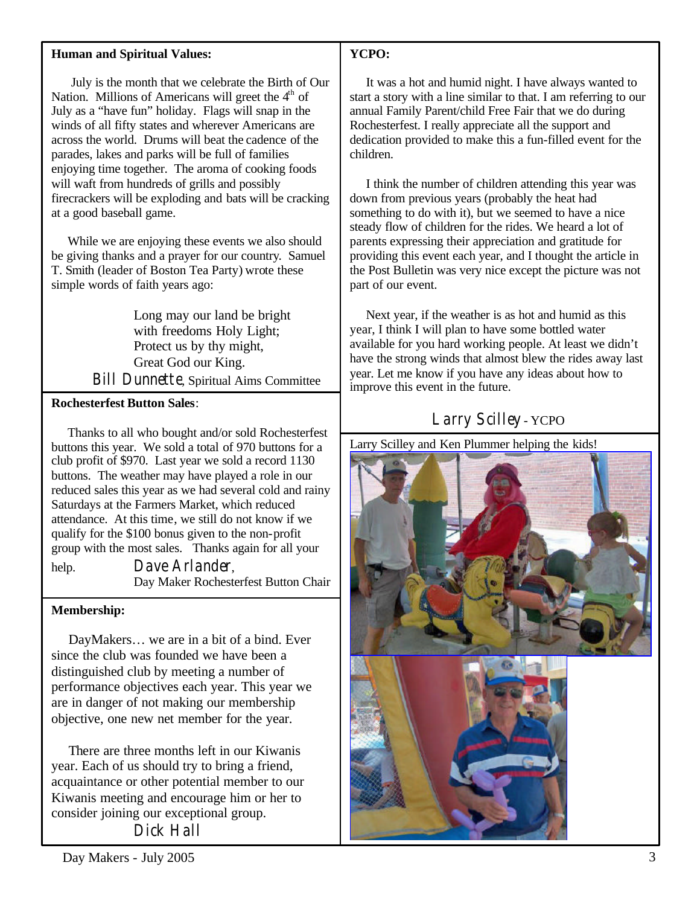## Human and Spiritual Values:

July is the month that we celebrate the Birth of Our Nation. Millions of Americans will greet the 4th of July as a "have fun" holiday. Flags will snap in the winds of all fifty states and wherever Americans are across the world. Drums will beat the cadence of the parades, lakes and parks will be full of families enjoying time together. The aroma of cooking foods will waft from hundreds of grills and possibly firecrackers will be exploding and bats will be cracking at a good baseball game.

While we are enjoying these events we also should be giving thanks and a prayer for our country. Samuel T. Smith (leader of Boston Tea Party) wrote these simple words of faith years ago:

> Long may our land be bright
> with freedoms Holy Light;
> Protect us by thy might,
> Great God our King.

Bill Dunnette, Spiritual Aims Committee

## Rochesterfest Button Sales:

Thanks to all who bought and/or sold Rochesterfest buttons this year. We sold a total of 970 buttons for a club profit of $970. Last year we sold a record 1130 buttons. The weather may have played a role in our reduced sales this year as we had several cold and rainy Saturdays at the Farmers Market, which reduced attendance. At this time, we still do not know if we qualify for the $100 bonus given to the non-profit group with the most sales. Thanks again for all your help.

Dave Arlander,
Day Maker Rochesterfest Button Chair

## Membership:

DayMakers… we are in a bit of a bind. Ever since the club was founded we have been a distinguished club by meeting a number of performance objectives each year. This year we are in danger of not making our membership objective, one new net member for the year.

There are three months left in our Kiwanis year. Each of us should try to bring a friend, acquaintance or other potential member to our Kiwanis meeting and encourage him or her to consider joining our exceptional group.

Dick Hall

## YCPO:

It was a hot and humid night. I have always wanted to start a story with a line similar to that. I am referring to our annual Family Parent/child Free Fair that we do during Rochesterfest. I really appreciate all the support and dedication provided to make this a fun-filled event for the children.

I think the number of children attending this year was down from previous years (probably the heat had something to do with it), but we seemed to have a nice steady flow of children for the rides. We heard a lot of parents expressing their appreciation and gratitude for providing this event each year, and I thought the article in the Post Bulletin was very nice except the picture was not part of our event.

Next year, if the weather is as hot and humid as this year, I think I will plan to have some bottled water available for you hard working people. At least we didn't have the strong winds that almost blew the rides away last year. Let me know if you have any ideas about how to improve this event in the future.

Larry Scilley - YCPO

Larry Scilley and Ken Plummer helping the kids!